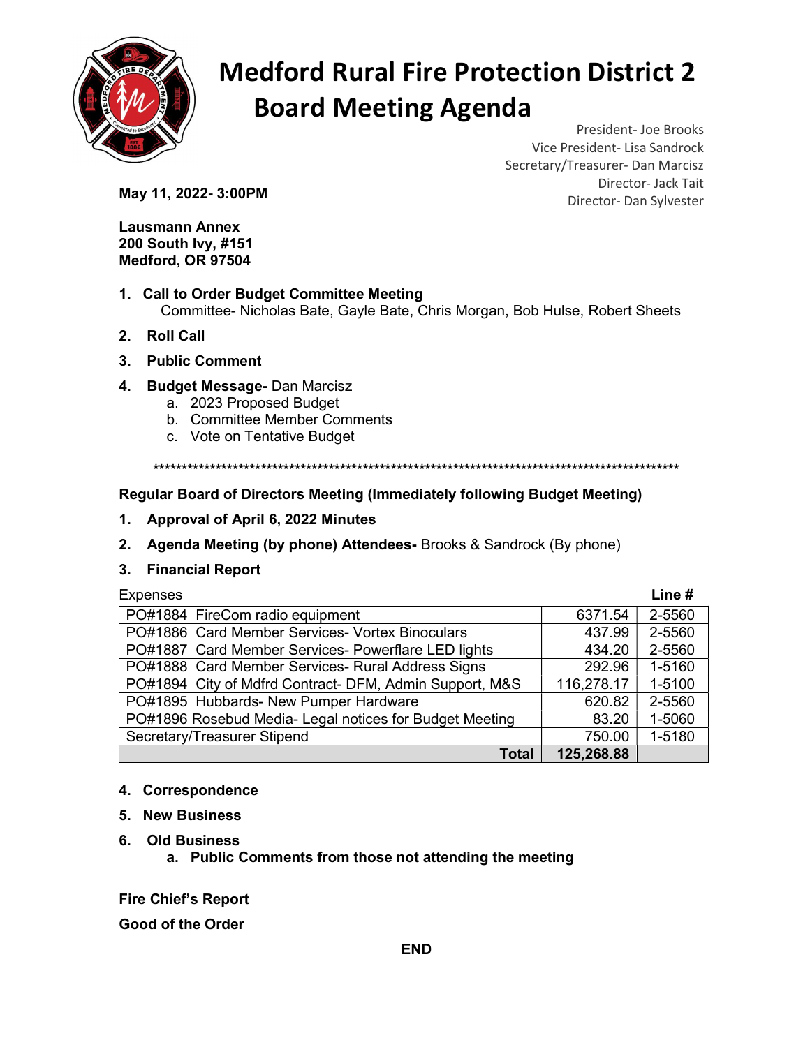# Medford Rural Fire Protection District 2
# Board Meeting Agenda

President- Joe Brooks
Vice President- Lisa Sandrock
Secretary/Treasurer- Dan Marcisz
Director- Jack Tait
Director- Dan Sylvester

**May 11, 2022- 3:00PM**

**Lausmann Annex**
**200 South Ivy, #151**
**Medford, OR 97504**

1. **Call to Order Budget Committee Meeting**
   Committee- Nicholas Bate, Gayle Bate, Chris Morgan, Bob Hulse, Robert Sheets
2. **Roll Call**
3. **Public Comment**
4. **Budget Message-** Dan Marcisz
   a. 2023 Proposed Budget
   b. Committee Member Comments
   c. Vote on Tentative Budget

**************************************************************************************************

**Regular Board of Directors Meeting (Immediately following Budget Meeting)**

1. **Approval of April 6, 2022 Minutes**
2. **Agenda Meeting (by phone) Attendees-** Brooks & Sandrock (By phone)
3. **Financial Report**

| Expenses | | **Line #** |
|---|---|---|
| PO#1884 FireCom radio equipment | 6371.54 | 2-5560 |
| PO#1886 Card Member Services- Vortex Binoculars | 437.99 | 2-5560 |
| PO#1887 Card Member Services- Powerflare LED lights | 434.20 | 2-5560 |
| PO#1888 Card Member Services- Rural Address Signs | 292.96 | 1-5160 |
| PO#1894 City of Mdfrd Contract- DFM, Admin Support, M&S | 116,278.17 | 1-5100 |
| PO#1895 Hubbards- New Pumper Hardware | 620.82 | 2-5560 |
| PO#1896 Rosebud Media- Legal notices for Budget Meeting | 83.20 | 1-5060 |
| Secretary/Treasurer Stipend | 750.00 | 1-5180 |
| **Total** | **125,268.88** | |

4. **Correspondence**
5. **New Business**
6. **Old Business**
   a. **Public Comments from those not attending the meeting**

**Fire Chief's Report**

**Good of the Order**

**END**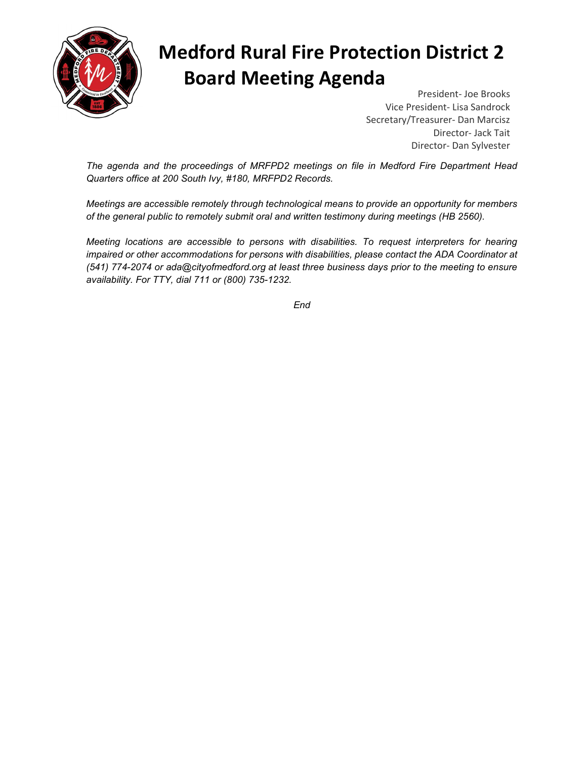# Medford Rural Fire Protection District 2
# Board Meeting Agenda

President- Joe Brooks
Vice President- Lisa Sandrock
Secretary/Treasurer- Dan Marcisz
Director- Jack Tait
Director- Dan Sylvester

*The agenda and the proceedings of MRFPD2 meetings on file in Medford Fire Department Head Quarters office at 200 South Ivy, #180, MRFPD2 Records.*

*Meetings are accessible remotely through technological means to provide an opportunity for members of the general public to remotely submit oral and written testimony during meetings (HB 2560).*

*Meeting locations are accessible to persons with disabilities. To request interpreters for hearing impaired or other accommodations for persons with disabilities, please contact the ADA Coordinator at (541) 774-2074 or ada@cityofmedford.org at least three business days prior to the meeting to ensure availability. For TTY, dial 711 or (800) 735-1232.*

*End*